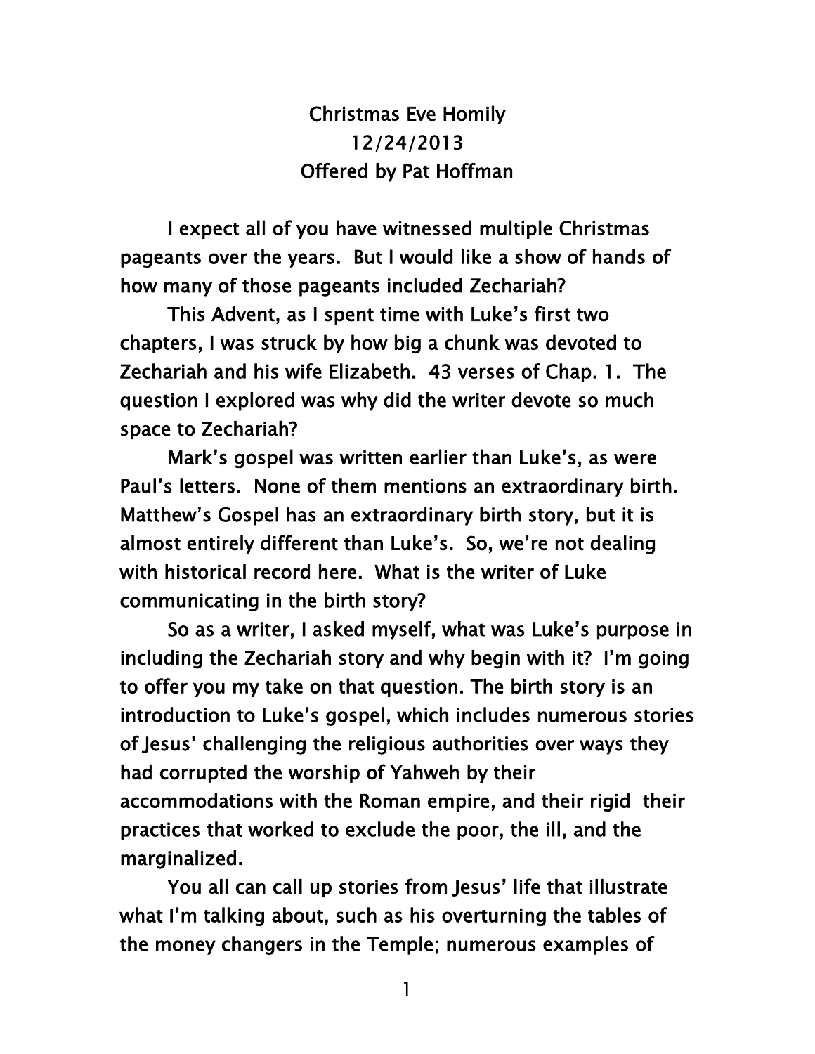Christmas Eve Homily
12/24/2013
Offered by Pat Hoffman

I expect all of you have witnessed multiple Christmas pageants over the years. But I would like a show of hands of how many of those pageants included Zechariah?

This Advent, as I spent time with Luke's first two chapters, I was struck by how big a chunk was devoted to Zechariah and his wife Elizabeth. 43 verses of Chap. 1. The question I explored was why did the writer devote so much space to Zechariah?

Mark's gospel was written earlier than Luke's, as were Paul's letters. None of them mentions an extraordinary birth. Matthew's Gospel has an extraordinary birth story, but it is almost entirely different than Luke's. So, we're not dealing with historical record here. What is the writer of Luke communicating in the birth story?

So as a writer, I asked myself, what was Luke's purpose in including the Zechariah story and why begin with it? I'm going to offer you my take on that question. The birth story is an introduction to Luke's gospel, which includes numerous stories of Jesus' challenging the religious authorities over ways they had corrupted the worship of Yahweh by their accommodations with the Roman empire, and their rigid their practices that worked to exclude the poor, the ill, and the marginalized.

You all can call up stories from Jesus' life that illustrate what I'm talking about, such as his overturning the tables of the money changers in the Temple; numerous examples of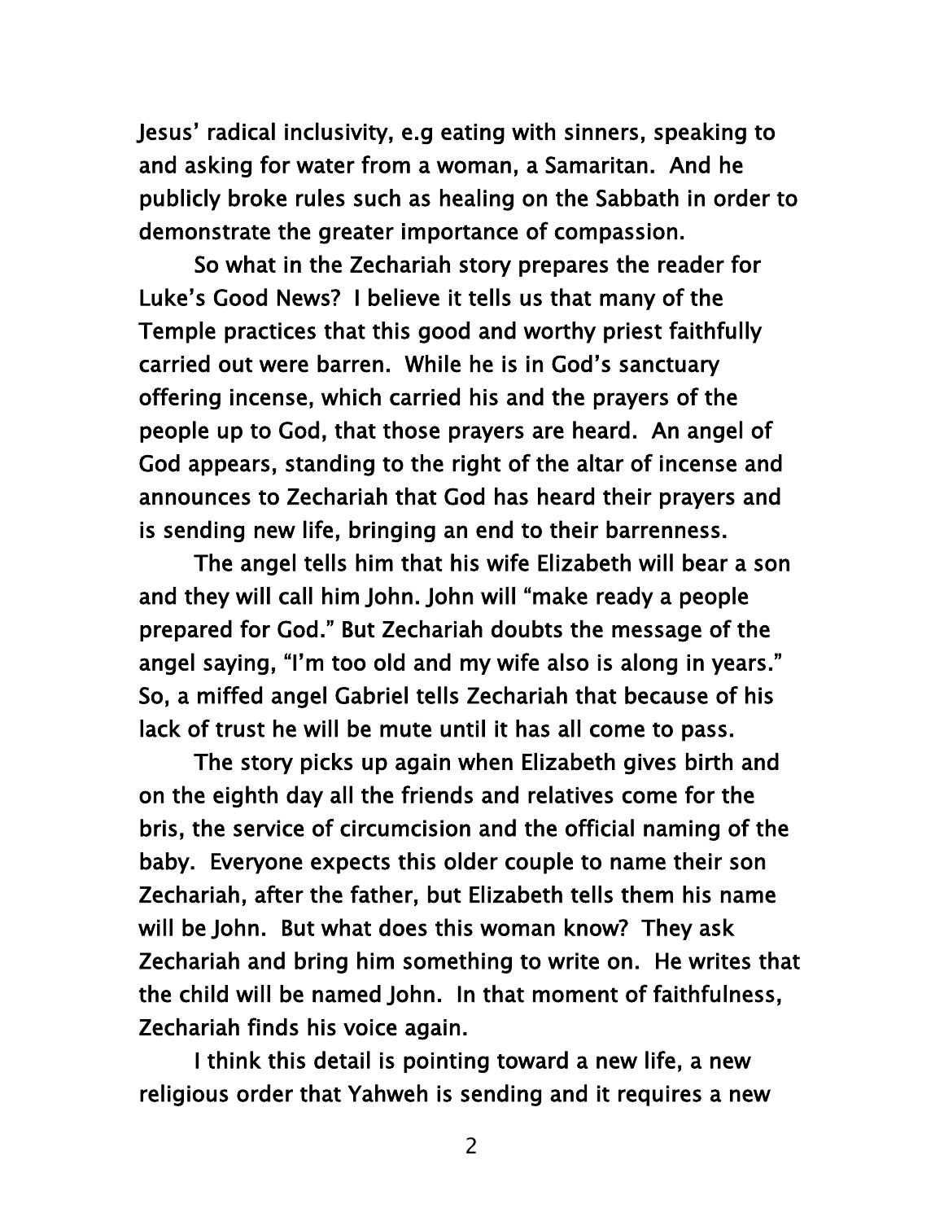Jesus' radical inclusivity, e.g eating with sinners, speaking to and asking for water from a woman, a Samaritan. And he publicly broke rules such as healing on the Sabbath in order to demonstrate the greater importance of compassion.

So what in the Zechariah story prepares the reader for Luke's Good News? I believe it tells us that many of the Temple practices that this good and worthy priest faithfully carried out were barren. While he is in God's sanctuary offering incense, which carried his and the prayers of the people up to God, that those prayers are heard. An angel of God appears, standing to the right of the altar of incense and announces to Zechariah that God has heard their prayers and is sending new life, bringing an end to their barrenness.

The angel tells him that his wife Elizabeth will bear a son and they will call him John. John will "make ready a people prepared for God." But Zechariah doubts the message of the angel saying, "I'm too old and my wife also is along in years." So, a miffed angel Gabriel tells Zechariah that because of his lack of trust he will be mute until it has all come to pass.

The story picks up again when Elizabeth gives birth and on the eighth day all the friends and relatives come for the bris, the service of circumcision and the official naming of the baby. Everyone expects this older couple to name their son Zechariah, after the father, but Elizabeth tells them his name will be John. But what does this woman know? They ask Zechariah and bring him something to write on. He writes that the child will be named John. In that moment of faithfulness, Zechariah finds his voice again.

I think this detail is pointing toward a new life, a new religious order that Yahweh is sending and it requires a new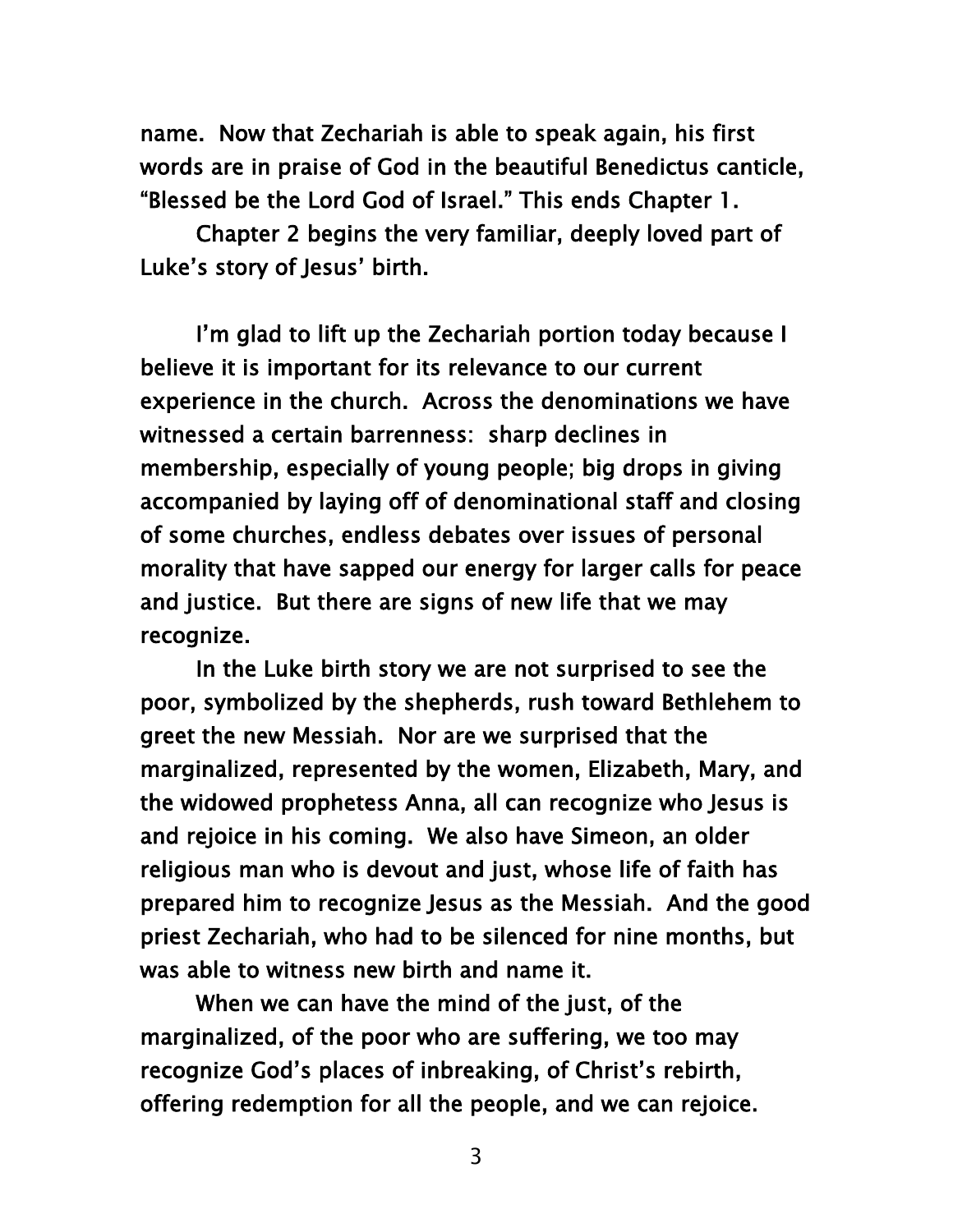name. Now that Zechariah is able to speak again, his first words are in praise of God in the beautiful Benedictus canticle, "Blessed be the Lord God of Israel." This ends Chapter 1.

Chapter 2 begins the very familiar, deeply loved part of Luke's story of Jesus' birth.

I'm glad to lift up the Zechariah portion today because I believe it is important for its relevance to our current experience in the church. Across the denominations we have witnessed a certain barrenness: sharp declines in membership, especially of young people; big drops in giving accompanied by laying off of denominational staff and closing of some churches, endless debates over issues of personal morality that have sapped our energy for larger calls for peace and justice. But there are signs of new life that we may recognize.

In the Luke birth story we are not surprised to see the poor, symbolized by the shepherds, rush toward Bethlehem to greet the new Messiah. Nor are we surprised that the marginalized, represented by the women, Elizabeth, Mary, and the widowed prophetess Anna, all can recognize who Jesus is and rejoice in his coming. We also have Simeon, an older religious man who is devout and just, whose life of faith has prepared him to recognize Jesus as the Messiah. And the good priest Zechariah, who had to be silenced for nine months, but was able to witness new birth and name it.

When we can have the mind of the just, of the marginalized, of the poor who are suffering, we too may recognize God's places of inbreaking, of Christ's rebirth, offering redemption for all the people, and we can rejoice.